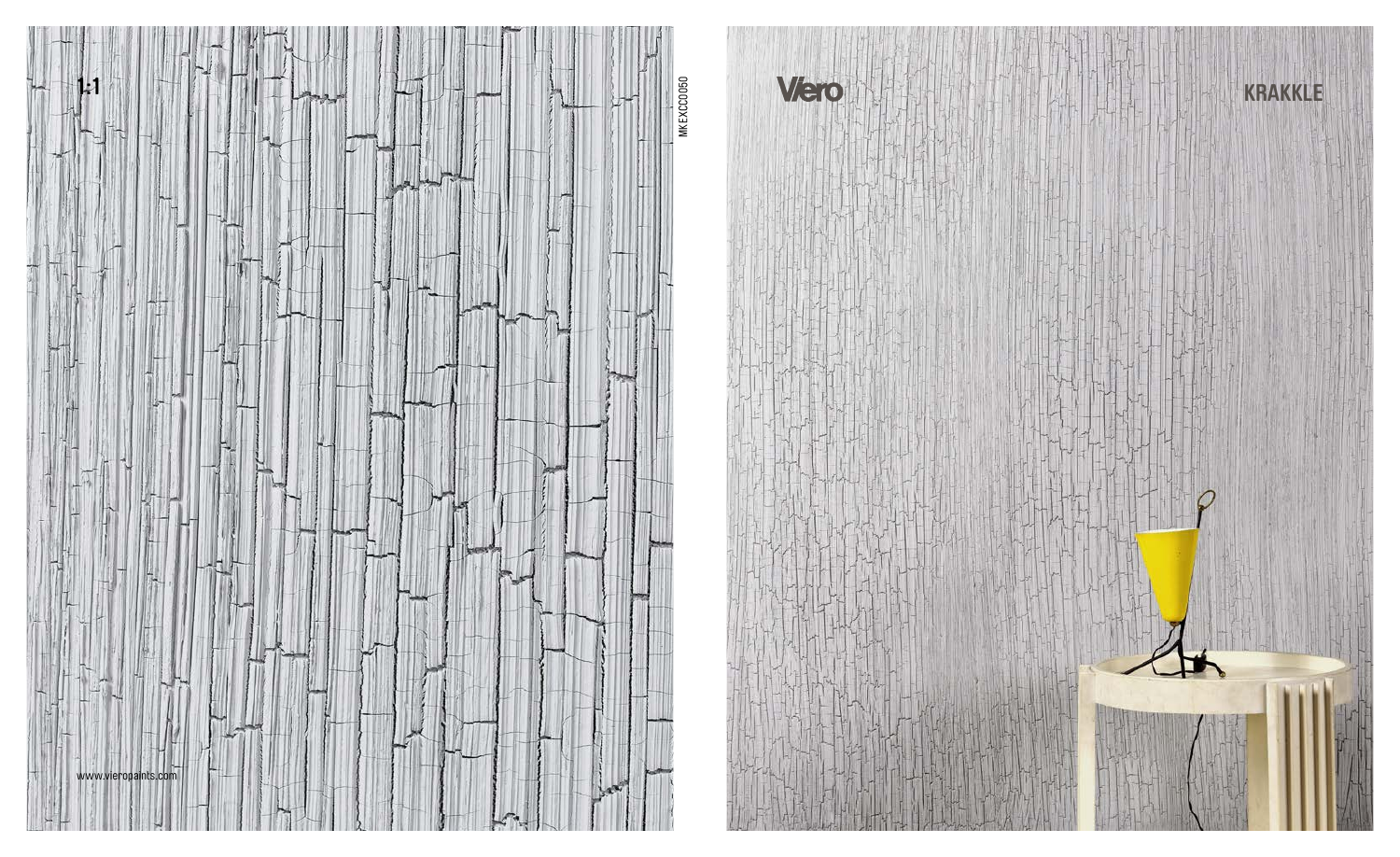1:1

MKEXC0050

www.vieropaints.com

Viero

KRAKKLE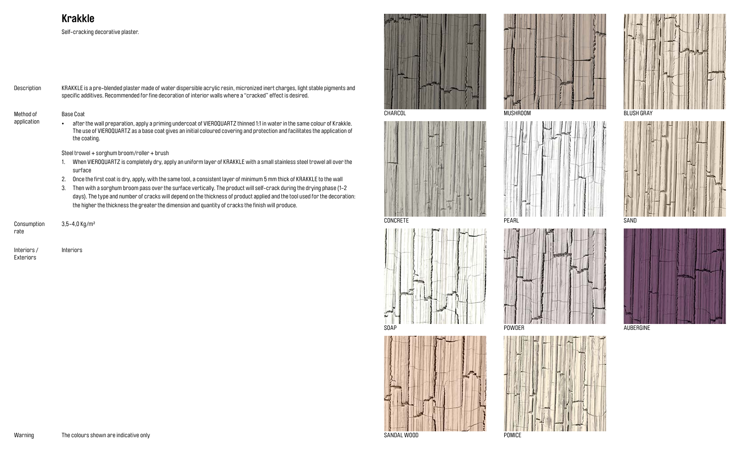# Krakkle

Self-cracking decorative plaster.

**Description**

KRAKKLE is a pre-blended plaster made of water dispersible acrylic resin, micronized inert charges, light stable pigments and specific additives. Recommended for fine decoration of interior walls where a "cracked" effect is desired.

**Method of application**

Base Coat

- after the wall preparation, apply a priming undercoat of VIEROQUARTZ thinned 1:1 in water in the same colour of Krakkle. The use of VIEROQUARTZ as a base coat gives an initial coloured covering and protection and facilitates the application of the coating.

Steel trowel + sorghum broom/roller + brush

1. When VIEROQUARTZ is completely dry, apply an uniform layer of KRAKKLE with a small stainless steel trowel all over the surface
2. Once the first coat is dry, apply, with the same tool, a consistent layer of minimum 5 mm thick of KRAKKLE to the wall
3. Then with a sorghum broom pass over the surface vertically. The product will self-crack during the drying phase (1-2 days). The type and number of cracks will depend on the thickness of product applied and the tool used for the decoration: the higher the thickness the greater the dimension and quantity of cracks the finish will produce.

**Consumption rate**

3,5-4,0 Kg/m²

**Interiors / Exteriors**

Interiors

**Warning**

The colours shown are indicative only

CHARCOL

MUSHROOM

BLUSH GRAY

CONCRETE

PEARL

SAND

SOAP

POWDER

AUBERGINE

SANDAL WOOD

POMICE